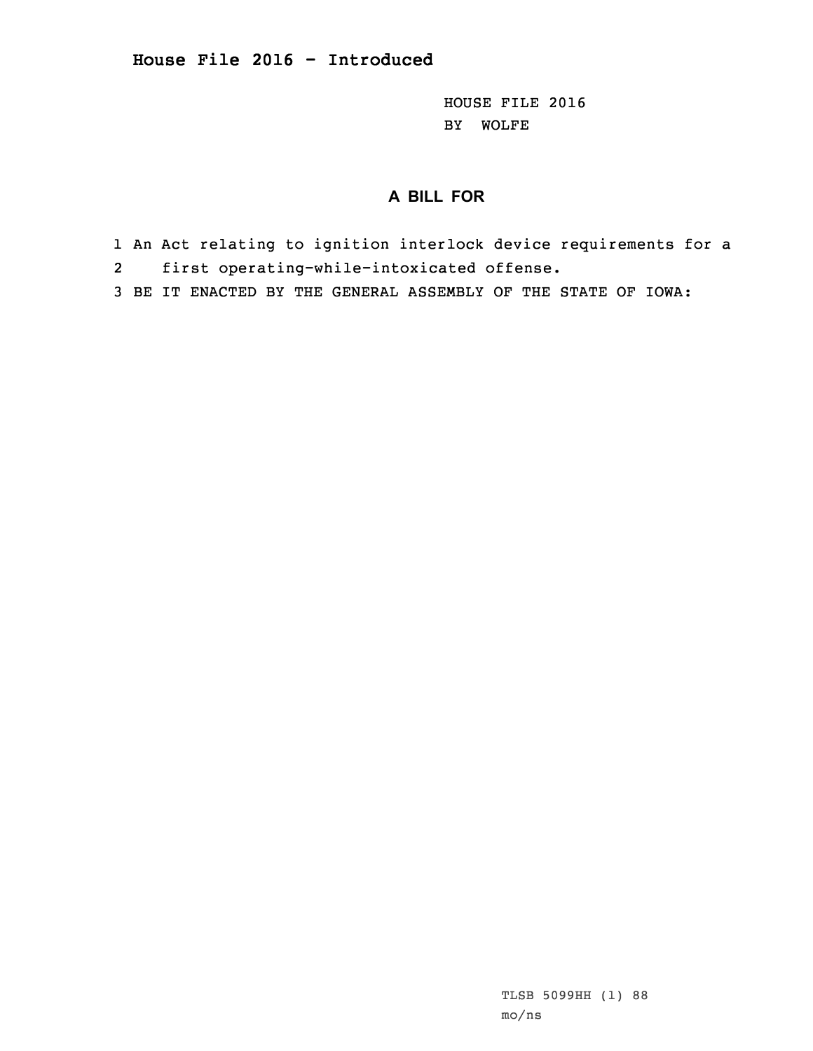# House File 2016 - Introduced

HOUSE FILE 2016
BY WOLFE

## A BILL FOR

1 An Act relating to ignition interlock device requirements for a
2 first operating-while-intoxicated offense.
3 BE IT ENACTED BY THE GENERAL ASSEMBLY OF THE STATE OF IOWA:

TLSB 5099HH (1) 88
mo/ns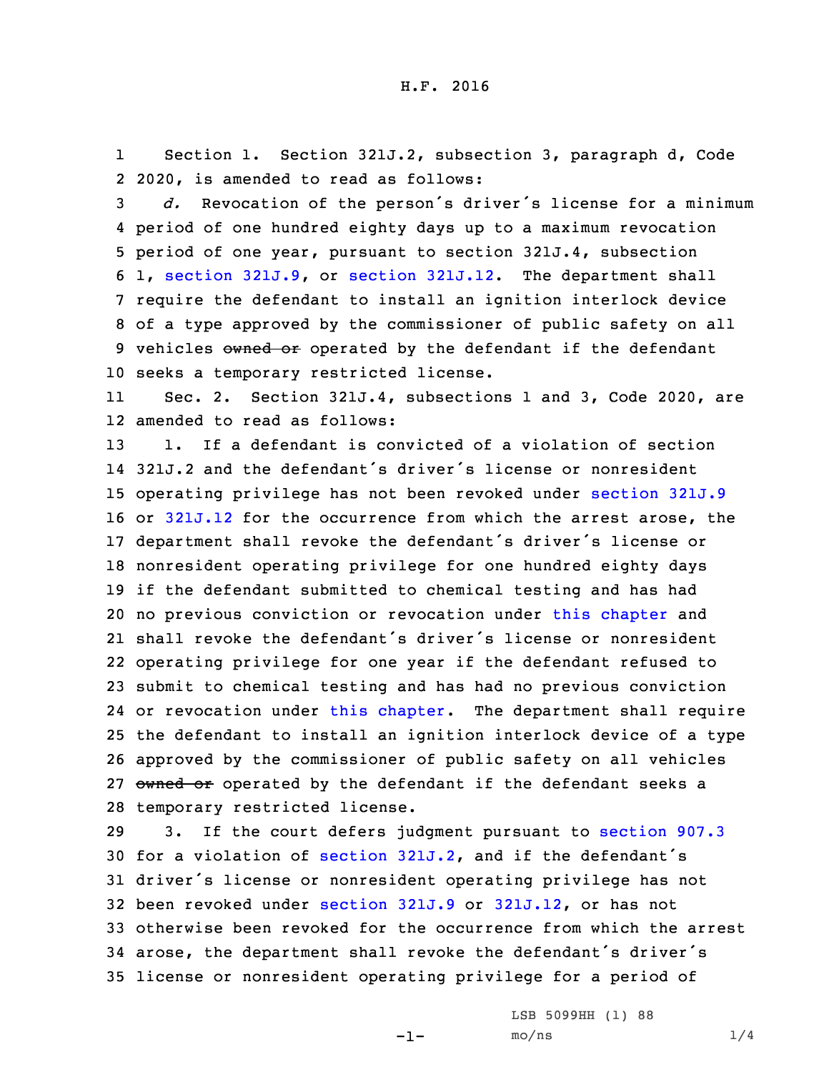H.F. 2016

Section 1. Section 321J.2, subsection 3, paragraph d, Code 2020, is amended to read as follows:

*d.* Revocation of the person's driver's license for a minimum period of one hundred eighty days up to a maximum revocation period of one year, pursuant to section 321J.4, subsection 1, section 321J.9, or section 321J.12. The department shall require the defendant to install an ignition interlock device of a type approved by the commissioner of public safety on all vehicles ~~owned or~~ operated by the defendant if the defendant seeks a temporary restricted license.

Sec. 2. Section 321J.4, subsections 1 and 3, Code 2020, are amended to read as follows:

1. If a defendant is convicted of a violation of section 321J.2 and the defendant's driver's license or nonresident operating privilege has not been revoked under section 321J.9 or 321J.12 for the occurrence from which the arrest arose, the department shall revoke the defendant's driver's license or nonresident operating privilege for one hundred eighty days if the defendant submitted to chemical testing and has had no previous conviction or revocation under this chapter and shall revoke the defendant's driver's license or nonresident operating privilege for one year if the defendant refused to submit to chemical testing and has had no previous conviction or revocation under this chapter. The department shall require the defendant to install an ignition interlock device of a type approved by the commissioner of public safety on all vehicles ~~owned or~~ operated by the defendant if the defendant seeks a temporary restricted license.

3. If the court defers judgment pursuant to section 907.3 for a violation of section 321J.2, and if the defendant's driver's license or nonresident operating privilege has not been revoked under section 321J.9 or 321J.12, or has not otherwise been revoked for the occurrence from which the arrest arose, the department shall revoke the defendant's driver's license or nonresident operating privilege for a period of

LSB 5099HH (1) 88
mo/ns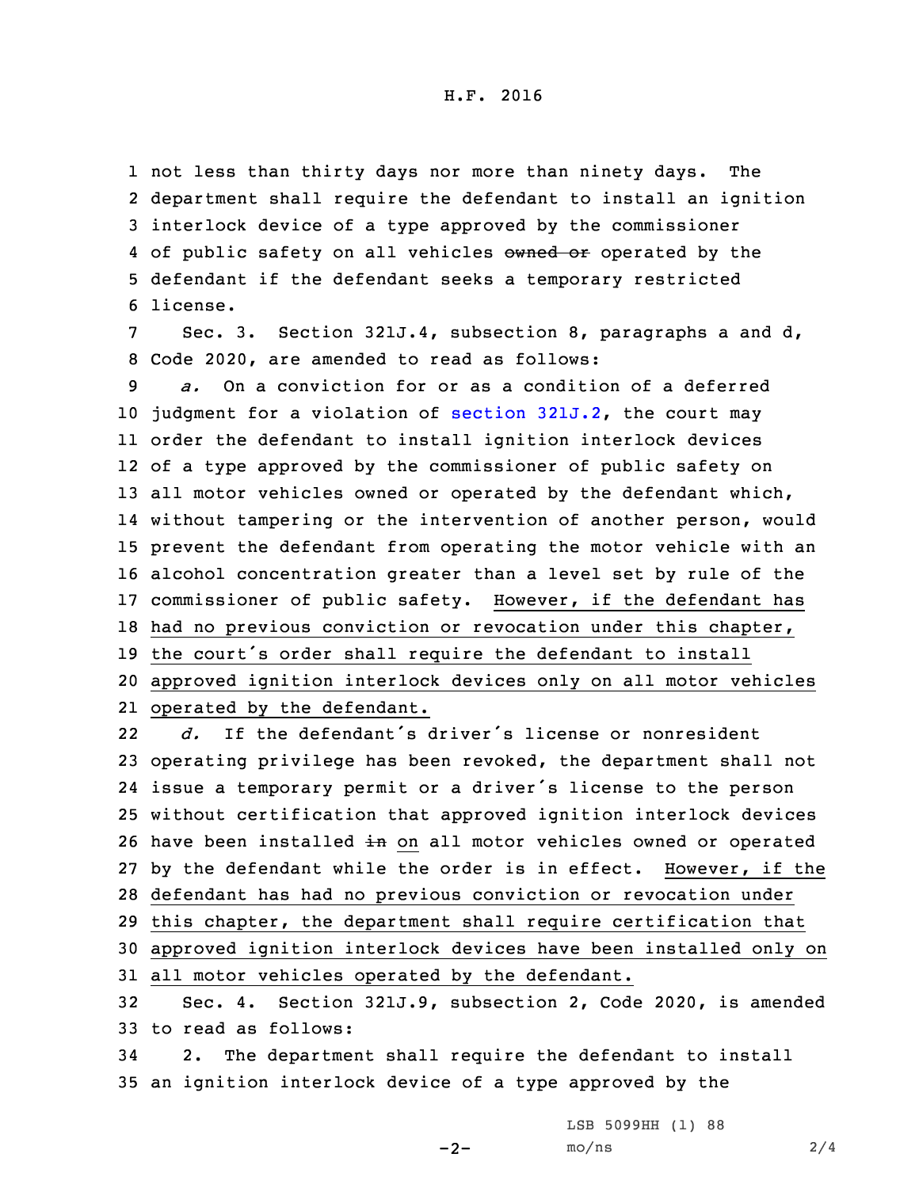not less than thirty days nor more than ninety days. The department shall require the defendant to install an ignition interlock device of a type approved by the commissioner of public safety on all vehicles ~~owned or~~ operated by the defendant if the defendant seeks a temporary restricted license.

Sec. 3. Section 321J.4, subsection 8, paragraphs a and d, Code 2020, are amended to read as follows:

*a.* On a conviction for or as a condition of a deferred judgment for a violation of section 321J.2, the court may order the defendant to install ignition interlock devices of a type approved by the commissioner of public safety on all motor vehicles owned or operated by the defendant which, without tampering or the intervention of another person, would prevent the defendant from operating the motor vehicle with an alcohol concentration greater than a level set by rule of the commissioner of public safety. <u>However, if the defendant has had no previous conviction or revocation under this chapter, the court's order shall require the defendant to install approved ignition interlock devices only on all motor vehicles operated by the defendant.</u>

*d.* If the defendant's driver's license or nonresident operating privilege has been revoked, the department shall not issue a temporary permit or a driver's license to the person without certification that approved ignition interlock devices have been installed ~~in~~ <u>on</u> all motor vehicles owned or operated by the defendant while the order is in effect. <u>However, if the defendant has had no previous conviction or revocation under this chapter, the department shall require certification that approved ignition interlock devices have been installed only on all motor vehicles operated by the defendant.</u>

Sec. 4. Section 321J.9, subsection 2, Code 2020, is amended to read as follows:

2. The department shall require the defendant to install an ignition interlock device of a type approved by the

LSB 5099HH (1) 88
mo/ns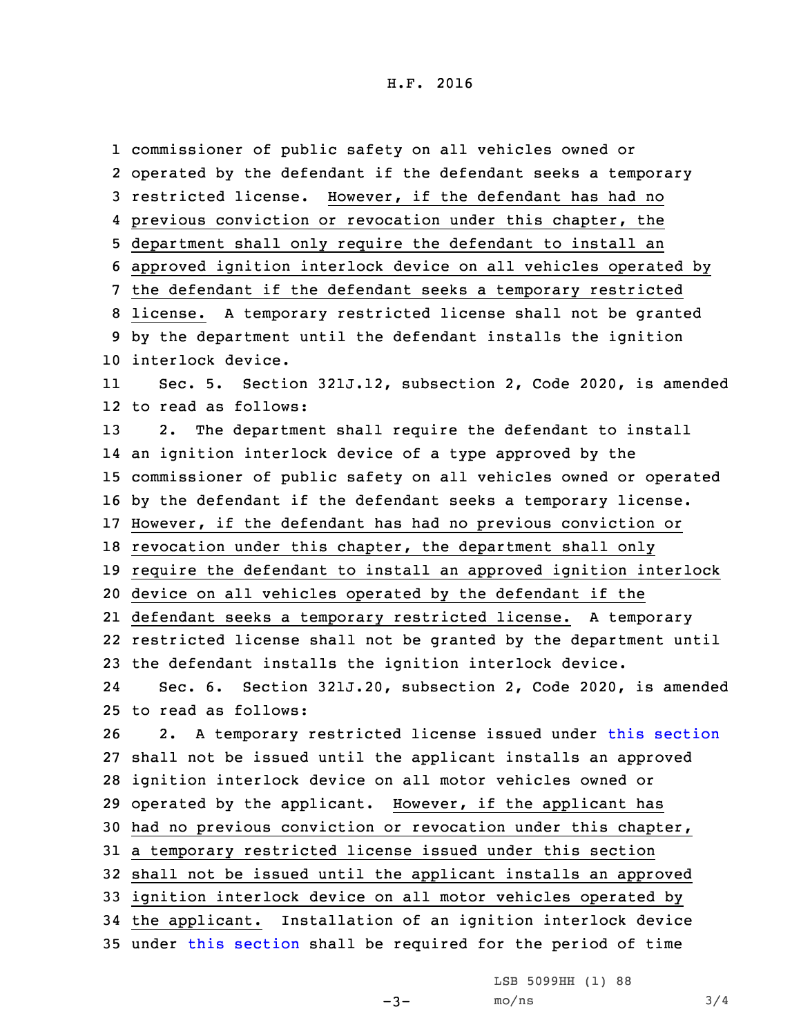commissioner of public safety on all vehicles owned or operated by the defendant if the defendant seeks a temporary restricted license. However, if the defendant has had no previous conviction or revocation under this chapter, the department shall only require the defendant to install an approved ignition interlock device on all vehicles operated by the defendant if the defendant seeks a temporary restricted license. A temporary restricted license shall not be granted by the department until the defendant installs the ignition interlock device.

Sec. 5. Section 321J.12, subsection 2, Code 2020, is amended to read as follows:

2. The department shall require the defendant to install an ignition interlock device of a type approved by the commissioner of public safety on all vehicles owned or operated by the defendant if the defendant seeks a temporary license. However, if the defendant has had no previous conviction or revocation under this chapter, the department shall only require the defendant to install an approved ignition interlock device on all vehicles operated by the defendant if the defendant seeks a temporary restricted license. A temporary restricted license shall not be granted by the department until the defendant installs the ignition interlock device.

Sec. 6. Section 321J.20, subsection 2, Code 2020, is amended to read as follows:

2. A temporary restricted license issued under this section shall not be issued until the applicant installs an approved ignition interlock device on all motor vehicles owned or operated by the applicant. However, if the applicant has had no previous conviction or revocation under this chapter, a temporary restricted license issued under this section shall not be issued until the applicant installs an approved ignition interlock device on all motor vehicles operated by the applicant. Installation of an ignition interlock device under this section shall be required for the period of time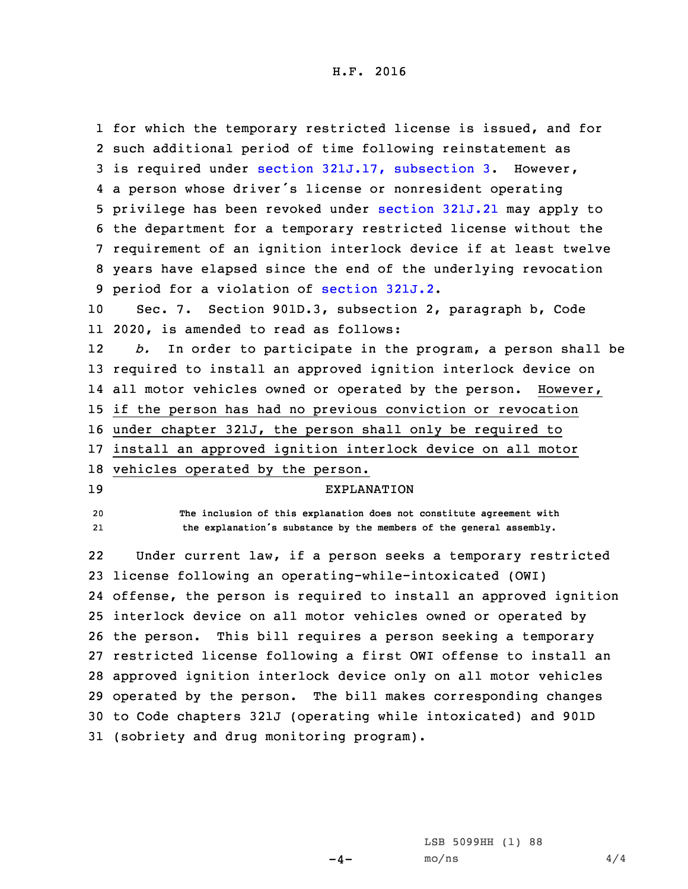for which the temporary restricted license is issued, and for such additional period of time following reinstatement as is required under section 321J.17, subsection 3. However, a person whose driver's license or nonresident operating privilege has been revoked under section 321J.21 may apply to the department for a temporary restricted license without the requirement of an ignition interlock device if at least twelve years have elapsed since the end of the underlying revocation period for a violation of section 321J.2.

Sec. 7. Section 901D.3, subsection 2, paragraph b, Code 2020, is amended to read as follows:

*b.* In order to participate in the program, a person shall be required to install an approved ignition interlock device on all motor vehicles owned or operated by the person. However, if the person has had no previous conviction or revocation under chapter 321J, the person shall only be required to install an approved ignition interlock device on all motor vehicles operated by the person.

EXPLANATION

**The inclusion of this explanation does not constitute agreement with the explanation's substance by the members of the general assembly.**

Under current law, if a person seeks a temporary restricted license following an operating-while-intoxicated (OWI) offense, the person is required to install an approved ignition interlock device on all motor vehicles owned or operated by the person. This bill requires a person seeking a temporary restricted license following a first OWI offense to install an approved ignition interlock device only on all motor vehicles operated by the person. The bill makes corresponding changes to Code chapters 321J (operating while intoxicated) and 901D (sobriety and drug monitoring program).

LSB 5099HH (1) 88
mo/ns